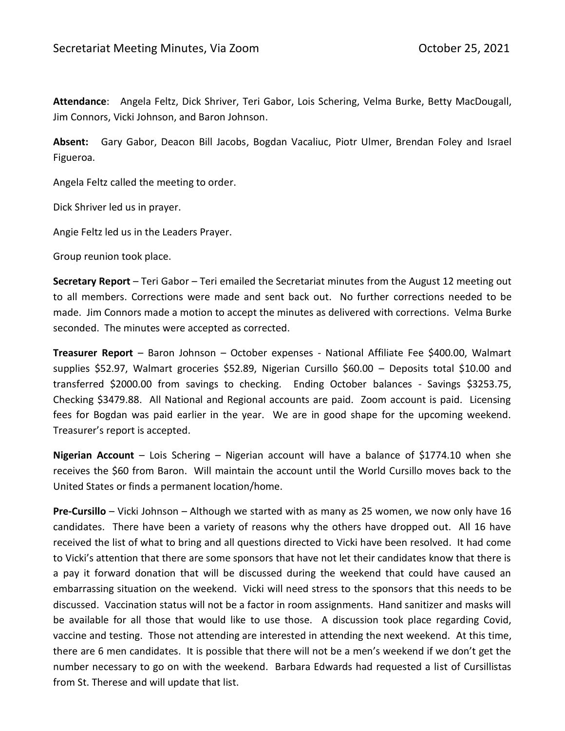Secretariat Meeting Minutes, Via Zoom October 25, 2021

**Attendance**: Angela Feltz, Dick Shriver, Teri Gabor, Lois Schering, Velma Burke, Betty MacDougall, Jim Connors, Vicki Johnson, and Baron Johnson.

**Absent:** Gary Gabor, Deacon Bill Jacobs, Bogdan Vacaliuc, Piotr Ulmer, Brendan Foley and Israel Figueroa.

Angela Feltz called the meeting to order.

Dick Shriver led us in prayer.

Angie Feltz led us in the Leaders Prayer.

Group reunion took place.

**Secretary Report** – Teri Gabor – Teri emailed the Secretariat minutes from the August 12 meeting out to all members. Corrections were made and sent back out. No further corrections needed to be made. Jim Connors made a motion to accept the minutes as delivered with corrections. Velma Burke seconded. The minutes were accepted as corrected.

**Treasurer Report** – Baron Johnson – October expenses - National Affiliate Fee $400.00, Walmart supplies $52.97, Walmart groceries $52.89, Nigerian Cursillo $60.00 – Deposits total $10.00 and transferred $2000.00 from savings to checking. Ending October balances - Savings $3253.75, Checking $3479.88. All National and Regional accounts are paid. Zoom account is paid. Licensing fees for Bogdan was paid earlier in the year. We are in good shape for the upcoming weekend. Treasurer's report is accepted.

**Nigerian Account** – Lois Schering – Nigerian account will have a balance of $1774.10 when she receives the $60 from Baron. Will maintain the account until the World Cursillo moves back to the United States or finds a permanent location/home.

**Pre-Cursillo** – Vicki Johnson – Although we started with as many as 25 women, we now only have 16 candidates. There have been a variety of reasons why the others have dropped out. All 16 have received the list of what to bring and all questions directed to Vicki have been resolved. It had come to Vicki's attention that there are some sponsors that have not let their candidates know that there is a pay it forward donation that will be discussed during the weekend that could have caused an embarrassing situation on the weekend. Vicki will need stress to the sponsors that this needs to be discussed. Vaccination status will not be a factor in room assignments. Hand sanitizer and masks will be available for all those that would like to use those. A discussion took place regarding Covid, vaccine and testing. Those not attending are interested in attending the next weekend. At this time, there are 6 men candidates. It is possible that there will not be a men's weekend if we don't get the number necessary to go on with the weekend. Barbara Edwards had requested a list of Cursillistas from St. Therese and will update that list.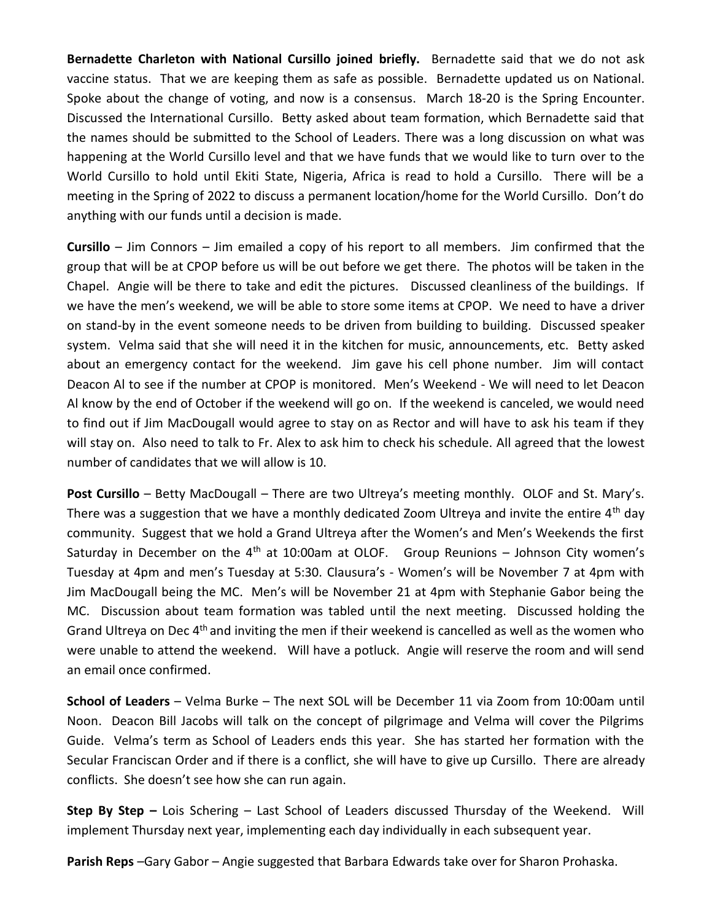**Bernadette Charleton with National Cursillo joined briefly.** Bernadette said that we do not ask vaccine status. That we are keeping them as safe as possible. Bernadette updated us on National. Spoke about the change of voting, and now is a consensus. March 18-20 is the Spring Encounter. Discussed the International Cursillo. Betty asked about team formation, which Bernadette said that the names should be submitted to the School of Leaders. There was a long discussion on what was happening at the World Cursillo level and that we have funds that we would like to turn over to the World Cursillo to hold until Ekiti State, Nigeria, Africa is read to hold a Cursillo. There will be a meeting in the Spring of 2022 to discuss a permanent location/home for the World Cursillo. Don't do anything with our funds until a decision is made.

**Cursillo** – Jim Connors – Jim emailed a copy of his report to all members. Jim confirmed that the group that will be at CPOP before us will be out before we get there. The photos will be taken in the Chapel. Angie will be there to take and edit the pictures. Discussed cleanliness of the buildings. If we have the men's weekend, we will be able to store some items at CPOP. We need to have a driver on stand-by in the event someone needs to be driven from building to building. Discussed speaker system. Velma said that she will need it in the kitchen for music, announcements, etc. Betty asked about an emergency contact for the weekend. Jim gave his cell phone number. Jim will contact Deacon Al to see if the number at CPOP is monitored. Men's Weekend - We will need to let Deacon Al know by the end of October if the weekend will go on. If the weekend is canceled, we would need to find out if Jim MacDougall would agree to stay on as Rector and will have to ask his team if they will stay on. Also need to talk to Fr. Alex to ask him to check his schedule. All agreed that the lowest number of candidates that we will allow is 10.

**Post Cursillo** – Betty MacDougall – There are two Ultreya's meeting monthly. OLOF and St. Mary's. There was a suggestion that we have a monthly dedicated Zoom Ultreya and invite the entire 4th day community. Suggest that we hold a Grand Ultreya after the Women's and Men's Weekends the first Saturday in December on the 4th at 10:00am at OLOF. Group Reunions – Johnson City women's Tuesday at 4pm and men's Tuesday at 5:30. Clausura's - Women's will be November 7 at 4pm with Jim MacDougall being the MC. Men's will be November 21 at 4pm with Stephanie Gabor being the MC. Discussion about team formation was tabled until the next meeting. Discussed holding the Grand Ultreya on Dec 4th and inviting the men if their weekend is cancelled as well as the women who were unable to attend the weekend. Will have a potluck. Angie will reserve the room and will send an email once confirmed.

**School of Leaders** – Velma Burke – The next SOL will be December 11 via Zoom from 10:00am until Noon. Deacon Bill Jacobs will talk on the concept of pilgrimage and Velma will cover the Pilgrims Guide. Velma's term as School of Leaders ends this year. She has started her formation with the Secular Franciscan Order and if there is a conflict, she will have to give up Cursillo. There are already conflicts. She doesn't see how she can run again.

**Step By Step –** Lois Schering – Last School of Leaders discussed Thursday of the Weekend. Will implement Thursday next year, implementing each day individually in each subsequent year.

**Parish Reps** –Gary Gabor – Angie suggested that Barbara Edwards take over for Sharon Prohaska.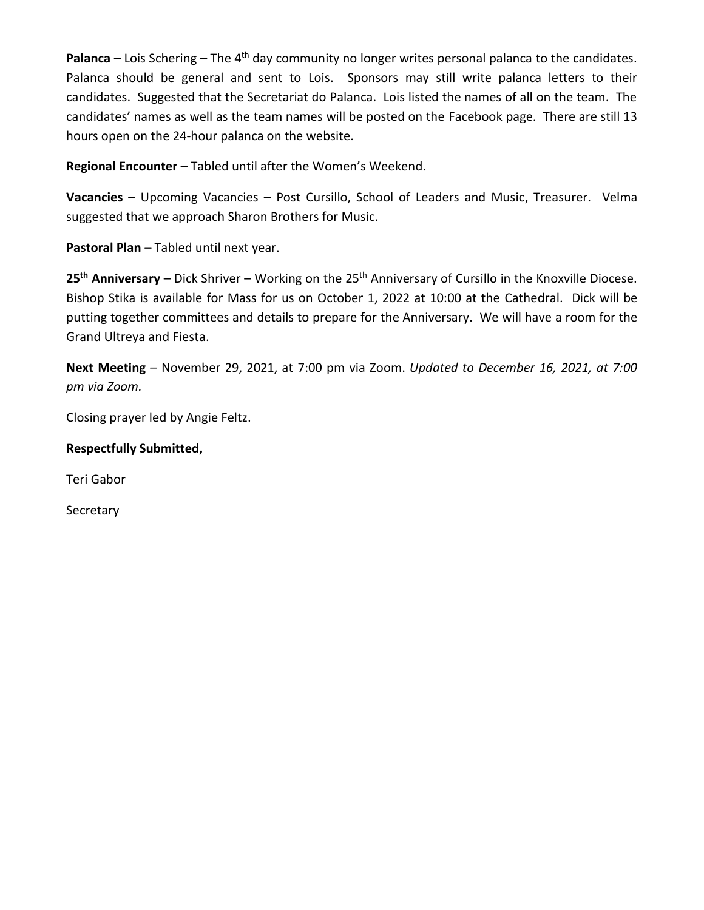**Palanca** – Lois Schering – The 4th day community no longer writes personal palanca to the candidates. Palanca should be general and sent to Lois. Sponsors may still write palanca letters to their candidates. Suggested that the Secretariat do Palanca. Lois listed the names of all on the team. The candidates' names as well as the team names will be posted on the Facebook page. There are still 13 hours open on the 24-hour palanca on the website.

**Regional Encounter –** Tabled until after the Women's Weekend.

**Vacancies** – Upcoming Vacancies – Post Cursillo, School of Leaders and Music, Treasurer. Velma suggested that we approach Sharon Brothers for Music.

**Pastoral Plan –** Tabled until next year.

**25th Anniversary** – Dick Shriver – Working on the 25th Anniversary of Cursillo in the Knoxville Diocese. Bishop Stika is available for Mass for us on October 1, 2022 at 10:00 at the Cathedral. Dick will be putting together committees and details to prepare for the Anniversary. We will have a room for the Grand Ultreya and Fiesta.

**Next Meeting** – November 29, 2021, at 7:00 pm via Zoom. *Updated to December 16, 2021, at 7:00 pm via Zoom.*

Closing prayer led by Angie Feltz.

**Respectfully Submitted,**

Teri Gabor

Secretary